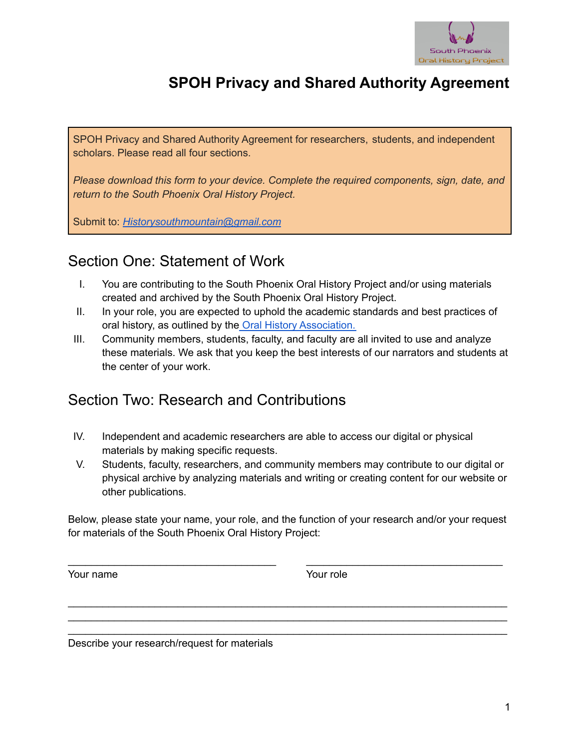# SPOH Privacy and Shared Authority Agreement

SPOH Privacy and Shared Authority Agreement for researchers, students, and independent scholars. Please read all four sections.

*Please download this form to your device. Complete the required components, sign, date, and return to the South Phoenix Oral History Project.*

Submit to: [Historysouthmountain@gmail.com](mailto:Historysouthmountain@gmail.com)

## Section One: Statement of Work

I. You are contributing to the South Phoenix Oral History Project and/or using materials created and archived by the South Phoenix Oral History Project.

II. In your role, you are expected to uphold the academic standards and best practices of oral history, as outlined by the Oral History Association.

III. Community members, students, faculty, and faculty are all invited to use and analyze these materials. We ask that you keep the best interests of our narrators and students at the center of your work.

## Section Two: Research and Contributions

IV. Independent and academic researchers are able to access our digital or physical materials by making specific requests.

V. Students, faculty, researchers, and community members may contribute to our digital or physical archive by analyzing materials and writing or creating content for our website or other publications.

Below, please state your name, your role, and the function of your research and/or your request for materials of the South Phoenix Oral History Project:

___________________________________ ___________________________________

Your name Your role

___________________________________________________________________________

___________________________________________________________________________

___________________________________________________________________________

Describe your research/request for materials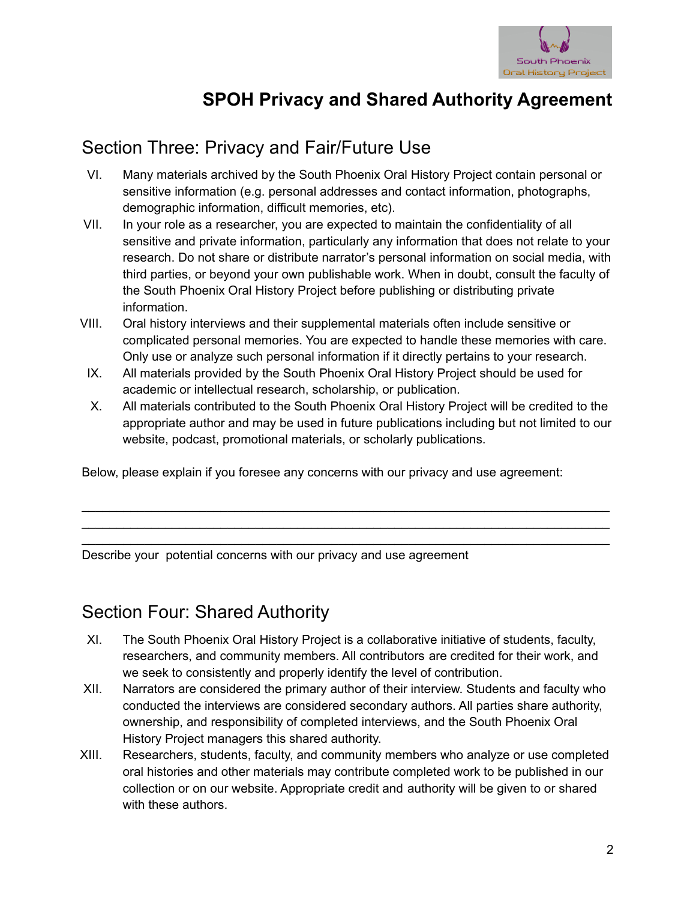# SPOH Privacy and Shared Authority Agreement

## Section Three: Privacy and Fair/Future Use

VI. Many materials archived by the South Phoenix Oral History Project contain personal or sensitive information (e.g. personal addresses and contact information, photographs, demographic information, difficult memories, etc).

VII. In your role as a researcher, you are expected to maintain the confidentiality of all sensitive and private information, particularly any information that does not relate to your research. Do not share or distribute narrator's personal information on social media, with third parties, or beyond your own publishable work. When in doubt, consult the faculty of the South Phoenix Oral History Project before publishing or distributing private information.

VIII. Oral history interviews and their supplemental materials often include sensitive or complicated personal memories. You are expected to handle these memories with care. Only use or analyze such personal information if it directly pertains to your research.

IX. All materials provided by the South Phoenix Oral History Project should be used for academic or intellectual research, scholarship, or publication.

X. All materials contributed to the South Phoenix Oral History Project will be credited to the appropriate author and may be used in future publications including but not limited to our website, podcast, promotional materials, or scholarly publications.

Below, please explain if you foresee any concerns with our privacy and use agreement:

______________________________________________________________________________
______________________________________________________________________________
______________________________________________________________________________

Describe your potential concerns with our privacy and use agreement

## Section Four: Shared Authority

XI. The South Phoenix Oral History Project is a collaborative initiative of students, faculty, researchers, and community members. All contributors are credited for their work, and we seek to consistently and properly identify the level of contribution.

XII. Narrators are considered the primary author of their interview. Students and faculty who conducted the interviews are considered secondary authors. All parties share authority, ownership, and responsibility of completed interviews, and the South Phoenix Oral History Project managers this shared authority.

XIII. Researchers, students, faculty, and community members who analyze or use completed oral histories and other materials may contribute completed work to be published in our collection or on our website. Appropriate credit and authority will be given to or shared with these authors.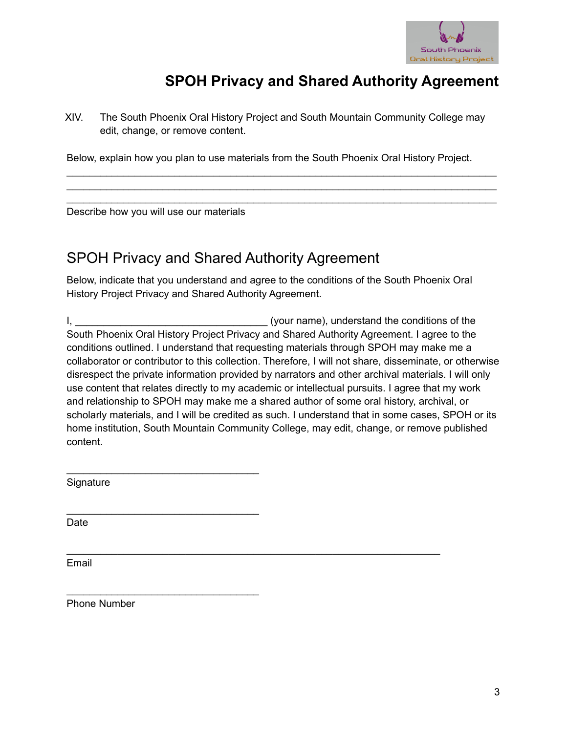# SPOH Privacy and Shared Authority Agreement

XIV. The South Phoenix Oral History Project and South Mountain Community College may edit, change, or remove content.

Below, explain how you plan to use materials from the South Phoenix Oral History Project.

\_\_\_\_\_\_\_\_\_\_\_\_\_\_\_\_\_\_\_\_\_\_\_\_\_\_\_\_\_\_\_\_\_\_\_\_\_\_\_\_\_\_\_\_\_\_\_\_\_\_\_\_\_\_\_\_\_\_\_\_\_\_\_\_\_\_\_\_\_\_\_\_\_\_\_\_
\_\_\_\_\_\_\_\_\_\_\_\_\_\_\_\_\_\_\_\_\_\_\_\_\_\_\_\_\_\_\_\_\_\_\_\_\_\_\_\_\_\_\_\_\_\_\_\_\_\_\_\_\_\_\_\_\_\_\_\_\_\_\_\_\_\_\_\_\_\_\_\_\_\_\_\_
\_\_\_\_\_\_\_\_\_\_\_\_\_\_\_\_\_\_\_\_\_\_\_\_\_\_\_\_\_\_\_\_\_\_\_\_\_\_\_\_\_\_\_\_\_\_\_\_\_\_\_\_\_\_\_\_\_\_\_\_\_\_\_\_\_\_\_\_\_\_\_\_\_\_\_\_

Describe how you will use our materials

## SPOH Privacy and Shared Authority Agreement

Below, indicate that you understand and agree to the conditions of the South Phoenix Oral History Project Privacy and Shared Authority Agreement.

I, \_\_\_\_\_\_\_\_\_\_\_\_\_\_\_\_\_\_\_\_\_\_\_\_\_\_\_\_\_\_\_\_\_\_ (your name), understand the conditions of the South Phoenix Oral History Project Privacy and Shared Authority Agreement. I agree to the conditions outlined. I understand that requesting materials through SPOH may make me a collaborator or contributor to this collection. Therefore, I will not share, disseminate, or otherwise disrespect the private information provided by narrators and other archival materials. I will only use content that relates directly to my academic or intellectual pursuits. I agree that my work and relationship to SPOH may make me a shared author of some oral history, archival, or scholarly materials, and I will be credited as such. I understand that in some cases, SPOH or its home institution, South Mountain Community College, may edit, change, or remove published content.

\_\_\_\_\_\_\_\_\_\_\_\_\_\_\_\_\_\_\_\_\_\_\_\_\_\_\_\_\_\_\_\_\_\_
Signature

\_\_\_\_\_\_\_\_\_\_\_\_\_\_\_\_\_\_\_\_\_\_\_\_\_\_\_\_\_\_\_\_\_\_
Date

\_\_\_\_\_\_\_\_\_\_\_\_\_\_\_\_\_\_\_\_\_\_\_\_\_\_\_\_\_\_\_\_\_\_\_\_\_\_\_\_\_\_\_\_\_\_\_\_\_\_\_\_\_\_\_\_\_\_\_\_\_\_
Email

\_\_\_\_\_\_\_\_\_\_\_\_\_\_\_\_\_\_\_\_\_\_\_\_\_\_\_\_\_\_\_\_\_\_
Phone Number